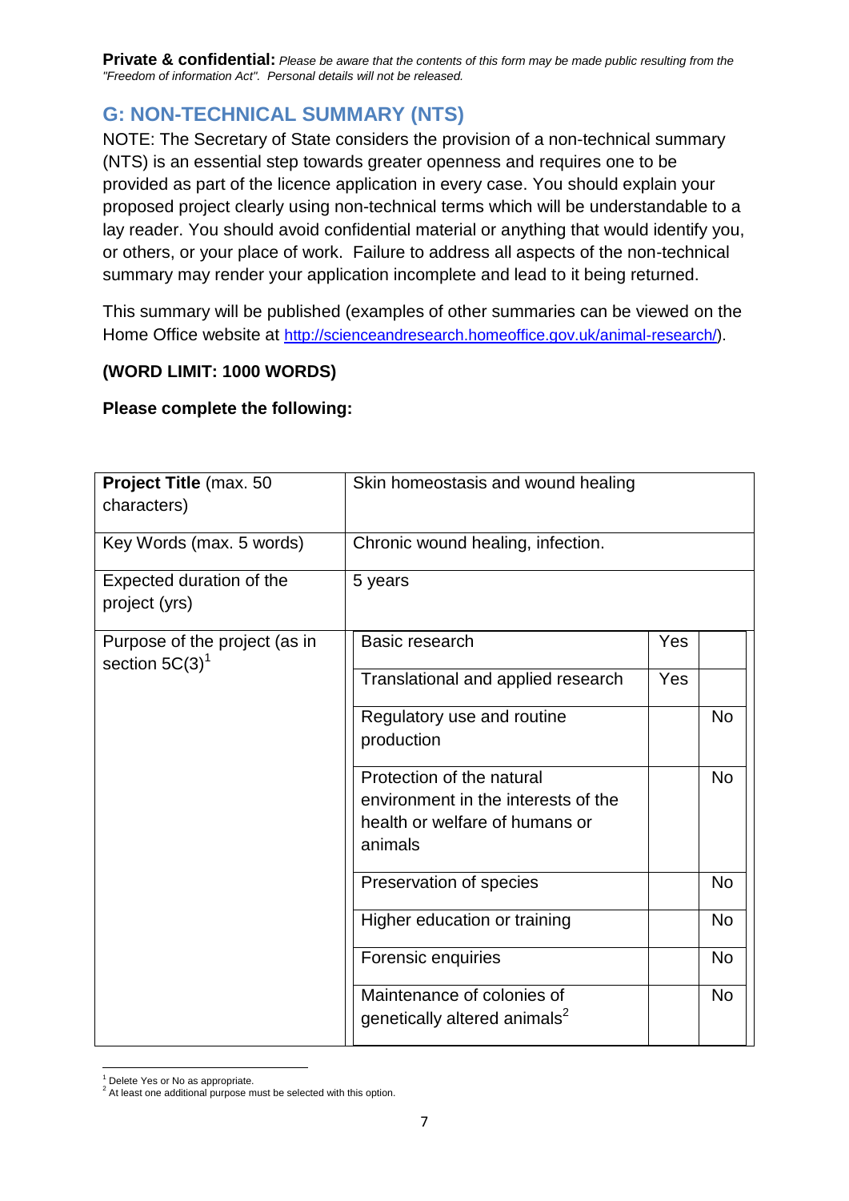**Private & confidential:** *Please be aware that the contents of this form may be made public resulting from the "Freedom of information Act". Personal details will not be released.*

## G: NON-TECHNICAL SUMMARY (NTS)

NOTE: The Secretary of State considers the provision of a non-technical summary (NTS) is an essential step towards greater openness and requires one to be provided as part of the licence application in every case. You should explain your proposed project clearly using non-technical terms which will be understandable to a lay reader. You should avoid confidential material or anything that would identify you, or others, or your place of work. Failure to address all aspects of the non-technical summary may render your application incomplete and lead to it being returned.

This summary will be published (examples of other summaries can be viewed on the Home Office website at http://scienceandresearch.homeoffice.gov.uk/animal-research/).

**(WORD LIMIT: 1000 WORDS)**

**Please complete the following:**

| | | | |
|---|---|---|---|
| **Project Title** (max. 50 characters) | Skin homeostasis and wound healing | | |
| Key Words (max. 5 words) | Chronic wound healing, infection. | | |
| Expected duration of the project (yrs) | 5 years | | |
| Purpose of the project (as in section 5C(3)[1] | Basic research | Yes | |
| | Translational and applied research | Yes | |
| | Regulatory use and routine production | | No |
| | Protection of the natural environment in the interests of the health or welfare of humans or animals | | No |
| | Preservation of species | | No |
| | Higher education or training | | No |
| | Forensic enquiries | | No |
| | Maintenance of colonies of genetically altered animals[2] | | No |

[1] Delete Yes or No as appropriate.
[2] At least one additional purpose must be selected with this option.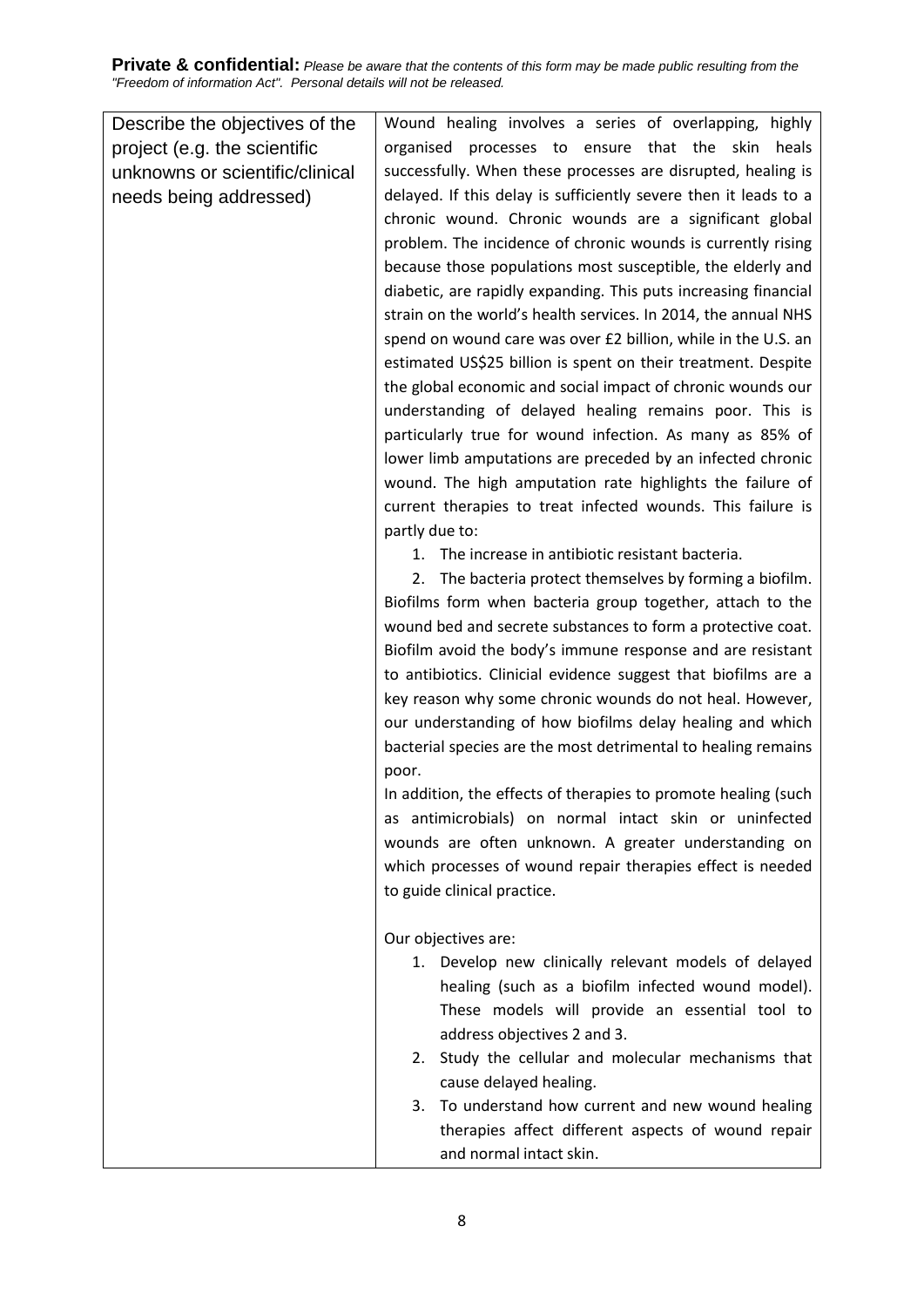**Private & confidential:** *Please be aware that the contents of this form may be made public resulting from the "Freedom of information Act". Personal details will not be released.*

| Describe the objectives of the project (e.g. the scientific unknowns or scientific/clinical needs being addressed) | Wound healing involves a series of overlapping, highly organised processes to ensure that the skin heals successfully. When these processes are disrupted, healing is delayed. If this delay is sufficiently severe then it leads to a chronic wound. Chronic wounds are a significant global problem. The incidence of chronic wounds is currently rising because those populations most susceptible, the elderly and diabetic, are rapidly expanding. This puts increasing financial strain on the world's health services. In 2014, the annual NHS spend on wound care was over £2 billion, while in the U.S. an estimated US$25 billion is spent on their treatment. Despite the global economic and social impact of chronic wounds our understanding of delayed healing remains poor. This is particularly true for wound infection. As many as 85% of lower limb amputations are preceded by an infected chronic wound. The high amputation rate highlights the failure of current therapies to treat infected wounds. This failure is partly due to:<br>1. The increase in antibiotic resistant bacteria.<br>2. The bacteria protect themselves by forming a biofilm.<br>Biofilms form when bacteria group together, attach to the wound bed and secrete substances to form a protective coat. Biofilm avoid the body's immune response and are resistant to antibiotics. Clinicial evidence suggest that biofilms are a key reason why some chronic wounds do not heal. However, our understanding of how biofilms delay healing and which bacterial species are the most detrimental to healing remains poor.<br>In addition, the effects of therapies to promote healing (such as antimicrobials) on normal intact skin or uninfected wounds are often unknown. A greater understanding on which processes of wound repair therapies effect is needed to guide clinical practice.<br><br>Our objectives are:<br>1. Develop new clinically relevant models of delayed healing (such as a biofilm infected wound model). These models will provide an essential tool to address objectives 2 and 3.<br>2. Study the cellular and molecular mechanisms that cause delayed healing.<br>3. To understand how current and new wound healing therapies affect different aspects of wound repair and normal intact skin. |
|---|---|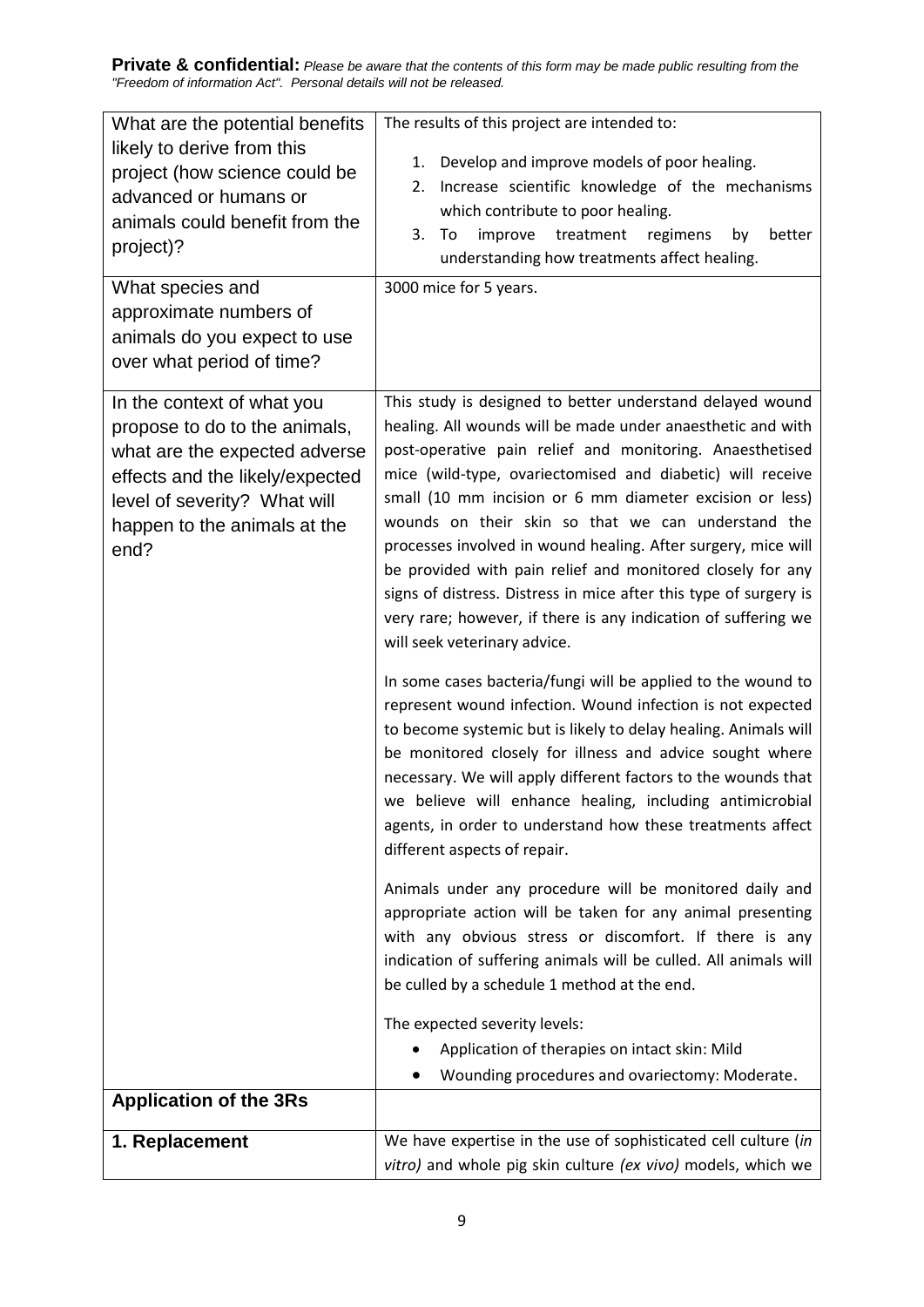**Private & confidential:** *Please be aware that the contents of this form may be made public resulting from the "Freedom of information Act". Personal details will not be released.*

| | |
|---|---|
| What are the potential benefits likely to derive from this project (how science could be advanced or humans or animals could benefit from the project)? | The results of this project are intended to:<br><br>1. Develop and improve models of poor healing.<br>2. Increase scientific knowledge of the mechanisms which contribute to poor healing.<br>3. To improve treatment regimens by better understanding how treatments affect healing. |
| What species and approximate numbers of animals do you expect to use over what period of time? | 3000 mice for 5 years. |
| In the context of what you propose to do to the animals, what are the expected adverse effects and the likely/expected level of severity? What will happen to the animals at the end? | This study is designed to better understand delayed wound healing. All wounds will be made under anaesthetic and with post-operative pain relief and monitoring. Anaesthetised mice (wild-type, ovariectomised and diabetic) will receive small (10 mm incision or 6 mm diameter excision or less) wounds on their skin so that we can understand the processes involved in wound healing. After surgery, mice will be provided with pain relief and monitored closely for any signs of distress. Distress in mice after this type of surgery is very rare; however, if there is any indication of suffering we will seek veterinary advice.<br><br>In some cases bacteria/fungi will be applied to the wound to represent wound infection. Wound infection is not expected to become systemic but is likely to delay healing. Animals will be monitored closely for illness and advice sought where necessary. We will apply different factors to the wounds that we believe will enhance healing, including antimicrobial agents, in order to understand how these treatments affect different aspects of repair.<br><br>Animals under any procedure will be monitored daily and appropriate action will be taken for any animal presenting with any obvious stress or discomfort. If there is any indication of suffering animals will be culled. All animals will be culled by a schedule 1 method at the end.<br><br>The expected severity levels:<br>• Application of therapies on intact skin: Mild<br>• Wounding procedures and ovariectomy: Moderate. |
| **Application of the 3Rs** | |
| **1. Replacement** | We have expertise in the use of sophisticated cell culture (*in vitro)* and whole pig skin culture *(ex vivo)* models, which we |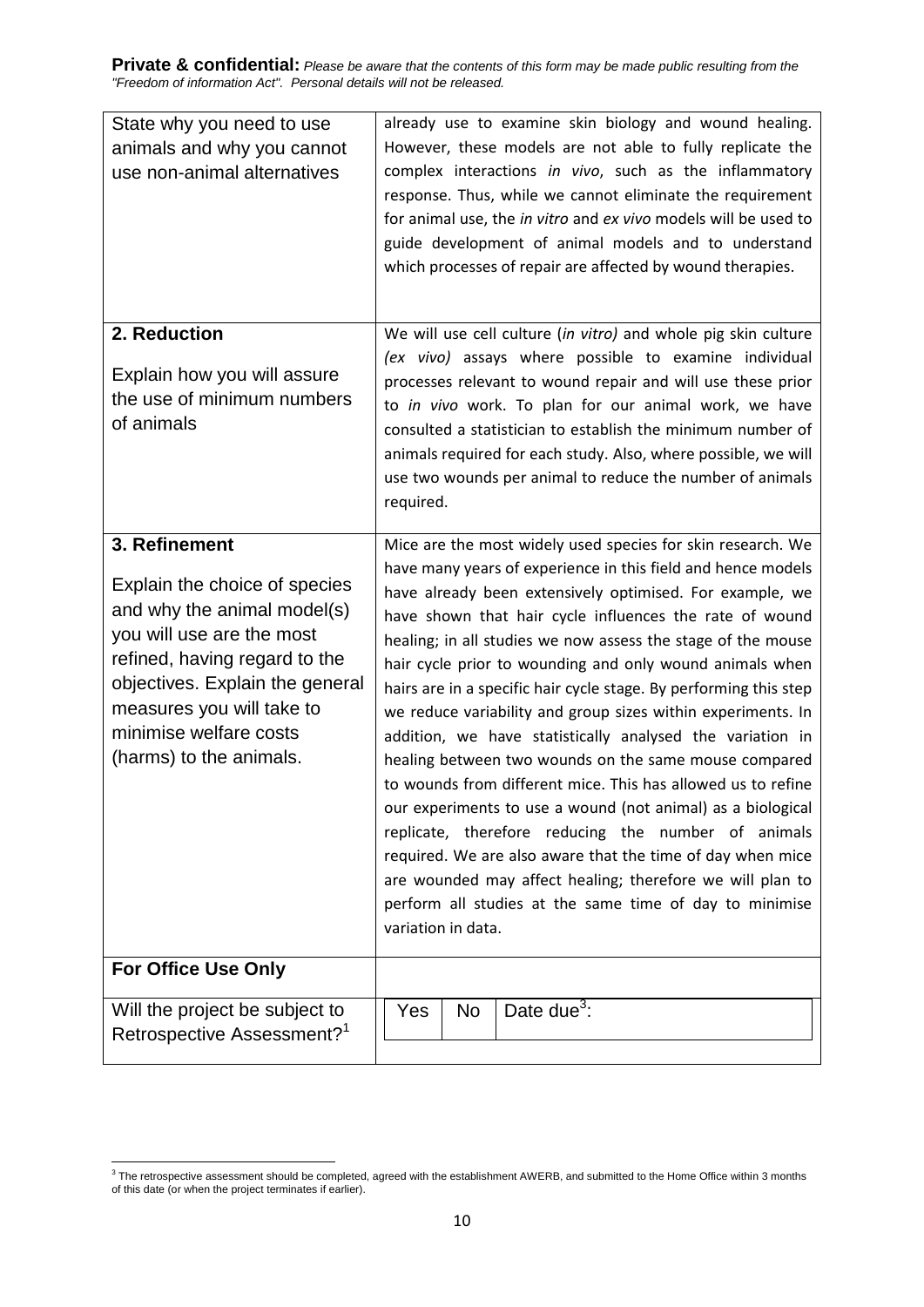**Private & confidential:** *Please be aware that the contents of this form may be made public resulting from the "Freedom of information Act". Personal details will not be released.*

| | |
|---|---|
| State why you need to use animals and why you cannot use non-animal alternatives | already use to examine skin biology and wound healing. However, these models are not able to fully replicate the complex interactions *in vivo*, such as the inflammatory response. Thus, while we cannot eliminate the requirement for animal use, the *in vitro* and *ex vivo* models will be used to guide development of animal models and to understand which processes of repair are affected by wound therapies. |
| **2. Reduction**<br><br>Explain how you will assure the use of minimum numbers of animals | We will use cell culture (*in vitro)* and whole pig skin culture *(ex vivo)* assays where possible to examine individual processes relevant to wound repair and will use these prior to *in vivo* work. To plan for our animal work, we have consulted a statistician to establish the minimum number of animals required for each study. Also, where possible, we will use two wounds per animal to reduce the number of animals required. |
| **3. Refinement**<br><br>Explain the choice of species and why the animal model(s) you will use are the most refined, having regard to the objectives. Explain the general measures you will take to minimise welfare costs (harms) to the animals. | Mice are the most widely used species for skin research. We have many years of experience in this field and hence models have already been extensively optimised. For example, we have shown that hair cycle influences the rate of wound healing; in all studies we now assess the stage of the mouse hair cycle prior to wounding and only wound animals when hairs are in a specific hair cycle stage. By performing this step we reduce variability and group sizes within experiments. In addition, we have statistically analysed the variation in healing between two wounds on the same mouse compared to wounds from different mice. This has allowed us to refine our experiments to use a wound (not animal) as a biological replicate, therefore reducing the number of animals required. We are also aware that the time of day when mice are wounded may affect healing; therefore we will plan to perform all studies at the same time of day to minimise variation in data. |
| **For Office Use Only** | |
| Will the project be subject to Retrospective Assessment?[1] | Yes \| No \| Date due[3]: |

[3] The retrospective assessment should be completed, agreed with the establishment AWERB, and submitted to the Home Office within 3 months of this date (or when the project terminates if earlier).